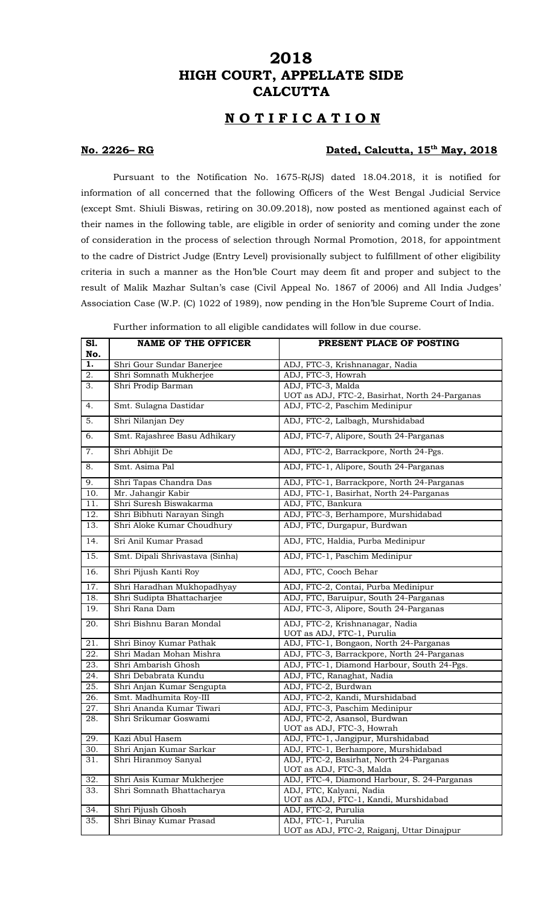# 2018
# HIGH COURT, APPELLATE SIDE
# CALCUTTA

## N O T I F I C A T I O N

**No. 2226– RG** **Dated, Calcutta, 15th May, 2018**

Pursuant to the Notification No. 1675-R(JS) dated 18.04.2018, it is notified for information of all concerned that the following Officers of the West Bengal Judicial Service (except Smt. Shiuli Biswas, retiring on 30.09.2018), now posted as mentioned against each of their names in the following table, are eligible in order of seniority and coming under the zone of consideration in the process of selection through Normal Promotion, 2018, for appointment to the cadre of District Judge (Entry Level) provisionally subject to fulfillment of other eligibility criteria in such a manner as the Hon'ble Court may deem fit and proper and subject to the result of Malik Mazhar Sultan's case (Civil Appeal No. 1867 of 2006) and All India Judges' Association Case (W.P. (C) 1022 of 1989), now pending in the Hon'ble Supreme Court of India.

Further information to all eligible candidates will follow in due course.

| Sl. No. | NAME OF THE OFFICER | PRESENT PLACE OF POSTING |
|---|---|---|
| 1. | Shri Gour Sundar Banerjee | ADJ, FTC-3, Krishnanagar, Nadia |
| 2. | Shri Somnath Mukherjee | ADJ, FTC-3, Howrah |
| 3. | Shri Prodip Barman | ADJ, FTC-3, Malda<br>UOT as ADJ, FTC-2, Basirhat, North 24-Parganas |
| 4. | Smt. Sulagna Dastidar | ADJ, FTC-2, Paschim Medinipur |
| 5. | Shri Nilanjan Dey | ADJ, FTC-2, Lalbagh, Murshidabad |
| 6. | Smt. Rajashree Basu Adhikary | ADJ, FTC-7, Alipore, South 24-Parganas |
| 7. | Shri Abhijit De | ADJ, FTC-2, Barrackpore, North 24-Pgs. |
| 8. | Smt. Asima Pal | ADJ, FTC-1, Alipore, South 24-Parganas |
| 9. | Shri Tapas Chandra Das | ADJ, FTC-1, Barrackpore, North 24-Parganas |
| 10. | Mr. Jahangir Kabir | ADJ, FTC-1, Basirhat, North 24-Parganas |
| 11. | Shri Suresh Biswakarma | ADJ, FTC, Bankura |
| 12. | Shri Bibhuti Narayan Singh | ADJ, FTC-3, Berhampore, Murshidabad |
| 13. | Shri Aloke Kumar Choudhury | ADJ, FTC, Durgapur, Burdwan |
| 14. | Sri Anil Kumar Prasad | ADJ, FTC, Haldia, Purba Medinipur |
| 15. | Smt. Dipali Shrivastava (Sinha) | ADJ, FTC-1, Paschim Medinipur |
| 16. | Shri Pijush Kanti Roy | ADJ, FTC, Cooch Behar |
| 17. | Shri Haradhan Mukhopadhyay | ADJ, FTC-2, Contai, Purba Medinipur |
| 18. | Shri Sudipta Bhattacharjee | ADJ, FTC, Baruipur, South 24-Parganas |
| 19. | Shri Rana Dam | ADJ, FTC-3, Alipore, South 24-Parganas |
| 20. | Shri Bishnu Baran Mondal | ADJ, FTC-2, Krishnanagar, Nadia<br>UOT as ADJ, FTC-1, Purulia |
| 21. | Shri Binoy Kumar Pathak | ADJ, FTC-1, Bongaon, North 24-Parganas |
| 22. | Shri Madan Mohan Mishra | ADJ, FTC-3, Barrackpore, North 24-Parganas |
| 23. | Shri Ambarish Ghosh | ADJ, FTC-1, Diamond Harbour, South 24-Pgs. |
| 24. | Shri Debabrata Kundu | ADJ, FTC, Ranaghat, Nadia |
| 25. | Shri Anjan Kumar Sengupta | ADJ, FTC-2, Burdwan |
| 26. | Smt. Madhumita Roy-III | ADJ, FTC-2, Kandi, Murshidabad |
| 27. | Shri Ananda Kumar Tiwari | ADJ, FTC-3, Paschim Medinipur |
| 28. | Shri Srikumar Goswami | ADJ, FTC-2, Asansol, Burdwan<br>UOT as ADJ, FTC-3, Howrah |
| 29. | Kazi Abul Hasem | ADJ, FTC-1, Jangipur, Murshidabad |
| 30. | Shri Anjan Kumar Sarkar | ADJ, FTC-1, Berhampore, Murshidabad |
| 31. | Shri Hiranmoy Sanyal | ADJ, FTC-2, Basirhat, North 24-Parganas<br>UOT as ADJ, FTC-3, Malda |
| 32. | Shri Asis Kumar Mukherjee | ADJ, FTC-4, Diamond Harbour, S. 24-Parganas |
| 33. | Shri Somnath Bhattacharya | ADJ, FTC, Kalyani, Nadia<br>UOT as ADJ, FTC-1, Kandi, Murshidabad |
| 34. | Shri Pijush Ghosh | ADJ, FTC-2, Purulia |
| 35. | Shri Binay Kumar Prasad | ADJ, FTC-1, Purulia<br>UOT as ADJ, FTC-2, Raiganj, Uttar Dinajpur |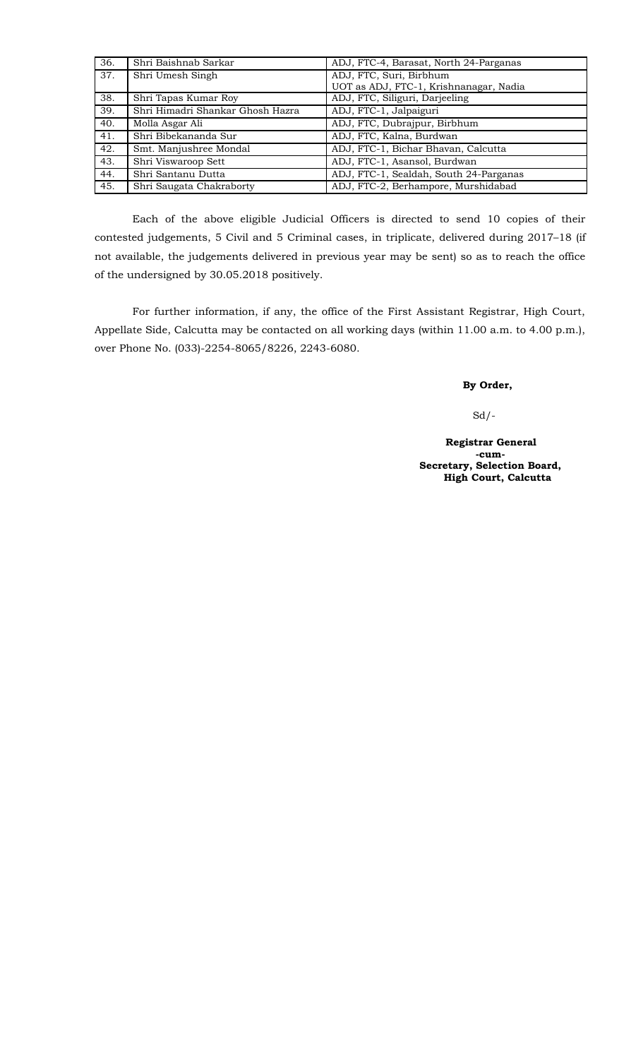| 36. | Shri Baishnab Sarkar | ADJ, FTC-4, Barasat, North 24-Parganas |
|---|---|---|
| 37. | Shri Umesh Singh | ADJ, FTC, Suri, Birbhum<br>UOT as ADJ, FTC-1, Krishnanagar, Nadia |
| 38. | Shri Tapas Kumar Roy | ADJ, FTC, Siliguri, Darjeeling |
| 39. | Shri Himadri Shankar Ghosh Hazra | ADJ, FTC-1, Jalpaiguri |
| 40. | Molla Asgar Ali | ADJ, FTC, Dubrajpur, Birbhum |
| 41. | Shri Bibekananda Sur | ADJ, FTC, Kalna, Burdwan |
| 42. | Smt. Manjushree Mondal | ADJ, FTC-1, Bichar Bhavan, Calcutta |
| 43. | Shri Viswaroop Sett | ADJ, FTC-1, Asansol, Burdwan |
| 44. | Shri Santanu Dutta | ADJ, FTC-1, Sealdah, South 24-Parganas |
| 45. | Shri Saugata Chakraborty | ADJ, FTC-2, Berhampore, Murshidabad |

Each of the above eligible Judicial Officers is directed to send 10 copies of their contested judgements, 5 Civil and 5 Criminal cases, in triplicate, delivered during 2017–18 (if not available, the judgements delivered in previous year may be sent) so as to reach the office of the undersigned by 30.05.2018 positively.

For further information, if any, the office of the First Assistant Registrar, High Court, Appellate Side, Calcutta may be contacted on all working days (within 11.00 a.m. to 4.00 p.m.), over Phone No. (033)-2254-8065/8226, 2243-6080.

**By Order,**

Sd/-

**Registrar General**
**-cum-**
**Secretary, Selection Board,**
**High Court, Calcutta**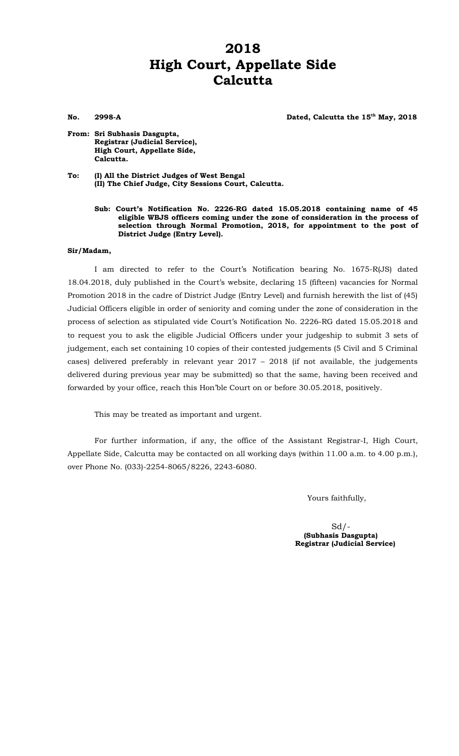# 2018
# High Court, Appellate Side
# Calcutta

**No. 2998-A** **Dated, Calcutta the 15th May, 2018**

**From: Sri Subhasis Dasgupta,**
**Registrar (Judicial Service),**
**High Court, Appellate Side,**
**Calcutta.**

**To: (I) All the District Judges of West Bengal**
**(II) The Chief Judge, City Sessions Court, Calcutta.**

**Sub: Court's Notification No. 2226-RG dated 15.05.2018 containing name of 45 eligible WBJS officers coming under the zone of consideration in the process of selection through Normal Promotion, 2018, for appointment to the post of District Judge (Entry Level).**

**Sir/Madam,**

I am directed to refer to the Court's Notification bearing No. 1675-R(JS) dated 18.04.2018, duly published in the Court's website, declaring 15 (fifteen) vacancies for Normal Promotion 2018 in the cadre of District Judge (Entry Level) and furnish herewith the list of (45) Judicial Officers eligible in order of seniority and coming under the zone of consideration in the process of selection as stipulated vide Court's Notification No. 2226-RG dated 15.05.2018 and to request you to ask the eligible Judicial Officers under your judgeship to submit 3 sets of judgement, each set containing 10 copies of their contested judgements (5 Civil and 5 Criminal cases) delivered preferably in relevant year 2017 – 2018 (if not available, the judgements delivered during previous year may be submitted) so that the same, having been received and forwarded by your office, reach this Hon'ble Court on or before 30.05.2018, positively.

This may be treated as important and urgent.

For further information, if any, the office of the Assistant Registrar-I, High Court, Appellate Side, Calcutta may be contacted on all working days (within 11.00 a.m. to 4.00 p.m.), over Phone No. (033)-2254-8065/8226, 2243-6080.

Yours faithfully,

Sd/-
**(Subhasis Dasgupta)**
**Registrar (Judicial Service)**